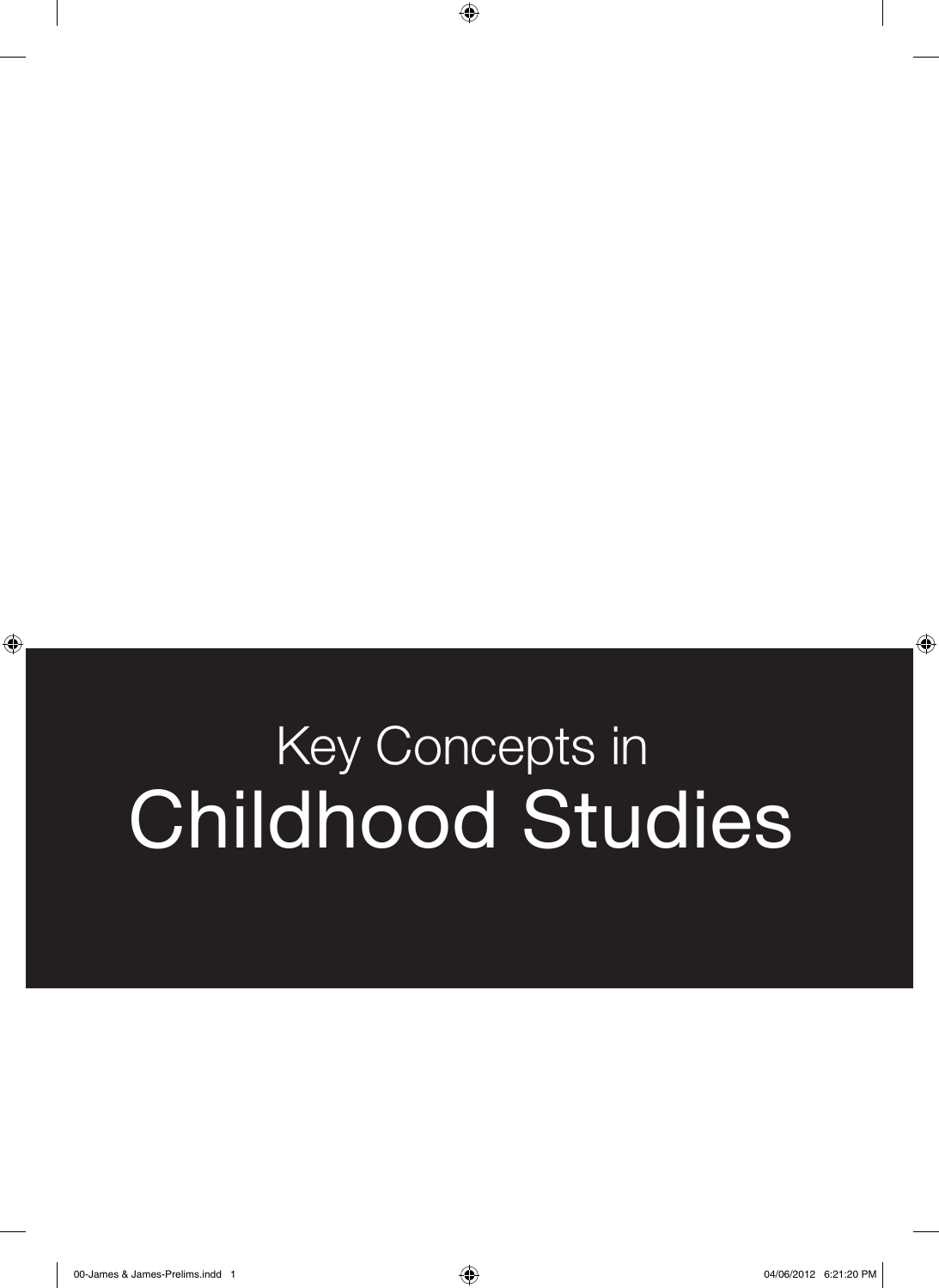# Key Concepts in Childhood Studies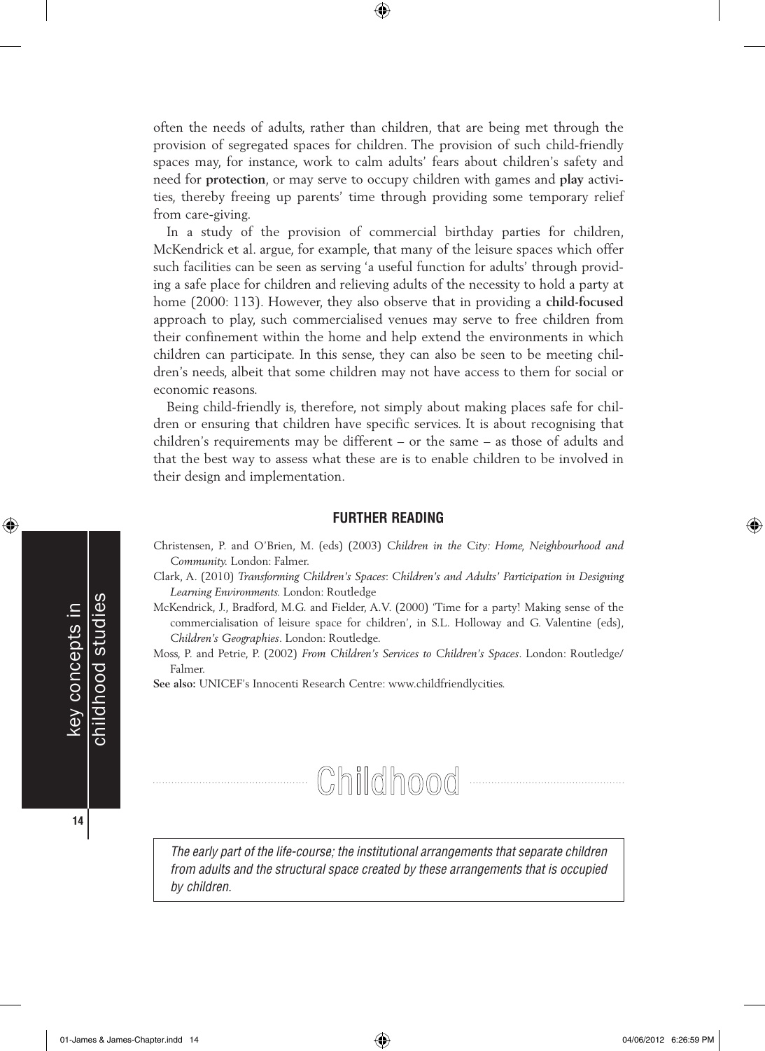often the needs of adults, rather than children, that are being met through the provision of segregated spaces for children. The provision of such child-friendly spaces may, for instance, work to calm adults' fears about children's safety and need for **protection**, or may serve to occupy children with games and **play** activities, thereby freeing up parents' time through providing some temporary relief from care-giving.

In a study of the provision of commercial birthday parties for children, McKendrick et al. argue, for example, that many of the leisure spaces which offer such facilities can be seen as serving 'a useful function for adults' through providing a safe place for children and relieving adults of the necessity to hold a party at home (2000: 113). However, they also observe that in providing a **child-focused** approach to play, such commercialised venues may serve to free children from their confinement within the home and help extend the environments in which children can participate. In this sense, they can also be seen to be meeting children's needs, albeit that some children may not have access to them for social or economic reasons.

Being child-friendly is, therefore, not simply about making places safe for children or ensuring that children have specific services. It is about recognising that children's requirements may be different – or the same – as those of adults and that the best way to assess what these are is to enable children to be involved in their design and implementation.

### FURTHER READING

Christensen, P. and O'Brien, M. (eds) (2003) *Children in the City: Home, Neighbourhood and Community.* London: Falmer.

Clark, A. (2010) *Transforming Children's Spaces: Children's and Adults' Participation in Designing Learning Environments.* London: Routledge

McKendrick, J., Bradford, M.G. and Fielder, A.V. (2000) 'Time for a party! Making sense of the commercialisation of leisure space for children', in S.L. Holloway and G. Valentine (eds), *Children's Geographies*. London: Routledge.

Moss, P. and Petrie, P. (2002) *From Children's Services to Children's Spaces*. London: Routledge/Falmer.

**See also:** UNICEF's Innocenti Research Centre: www.childfriendlycities.

## Childhood

*The early part of the life-course; the institutional arrangements that separate children from adults and the structural space created by these arrangements that is occupied by children.*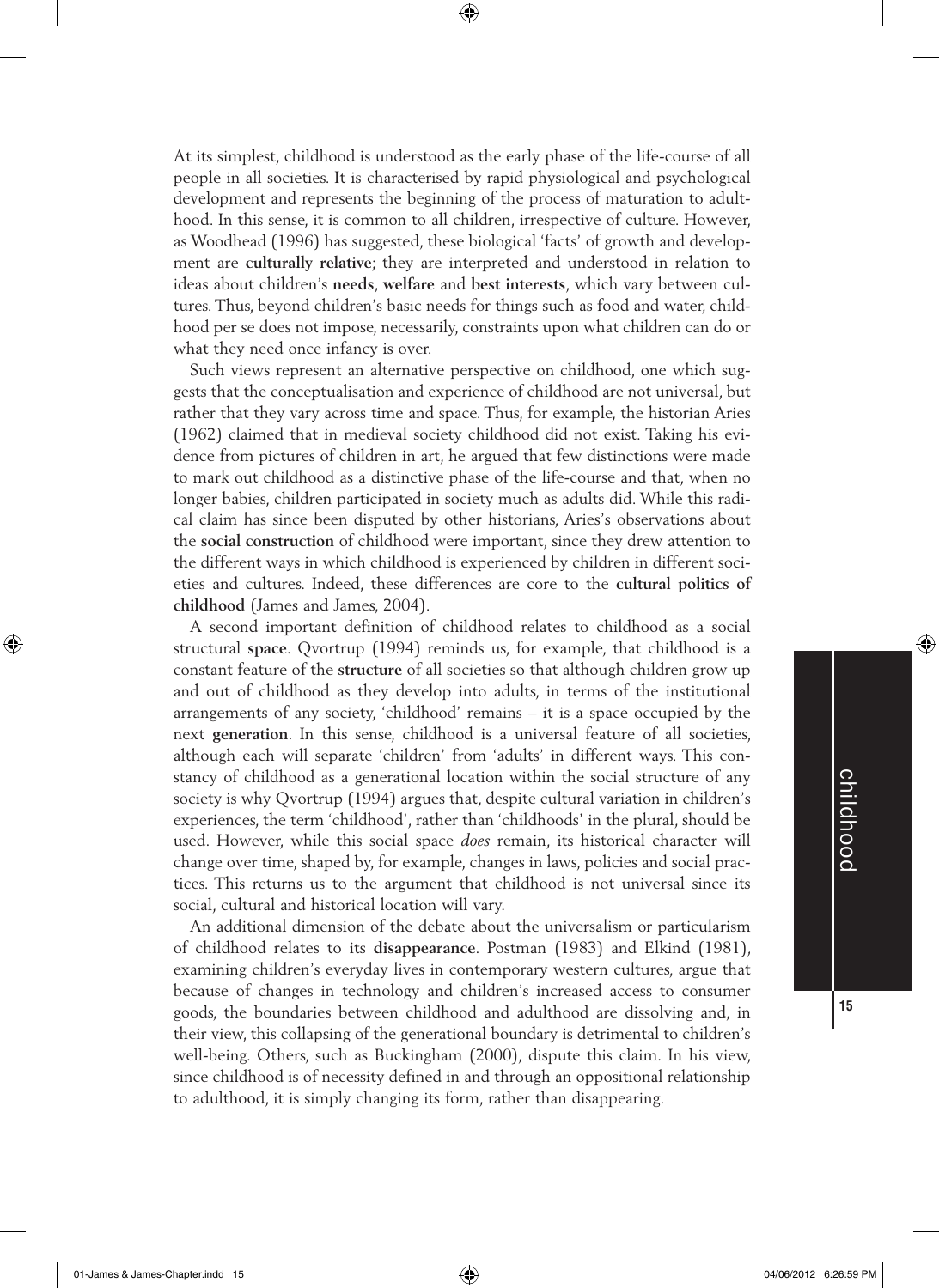At its simplest, childhood is understood as the early phase of the life-course of all people in all societies. It is characterised by rapid physiological and psychological development and represents the beginning of the process of maturation to adulthood. In this sense, it is common to all children, irrespective of culture. However, as Woodhead (1996) has suggested, these biological 'facts' of growth and development are **culturally relative**; they are interpreted and understood in relation to ideas about children's **needs**, **welfare** and **best interests**, which vary between cultures. Thus, beyond children's basic needs for things such as food and water, childhood per se does not impose, necessarily, constraints upon what children can do or what they need once infancy is over.

Such views represent an alternative perspective on childhood, one which suggests that the conceptualisation and experience of childhood are not universal, but rather that they vary across time and space. Thus, for example, the historian Aries (1962) claimed that in medieval society childhood did not exist. Taking his evidence from pictures of children in art, he argued that few distinctions were made to mark out childhood as a distinctive phase of the life-course and that, when no longer babies, children participated in society much as adults did. While this radical claim has since been disputed by other historians, Aries's observations about the **social construction** of childhood were important, since they drew attention to the different ways in which childhood is experienced by children in different societies and cultures. Indeed, these differences are core to the **cultural politics of childhood** (James and James, 2004).

A second important definition of childhood relates to childhood as a social structural **space**. Qvortrup (1994) reminds us, for example, that childhood is a constant feature of the **structure** of all societies so that although children grow up and out of childhood as they develop into adults, in terms of the institutional arrangements of any society, 'childhood' remains – it is a space occupied by the next **generation**. In this sense, childhood is a universal feature of all societies, although each will separate 'children' from 'adults' in different ways. This constancy of childhood as a generational location within the social structure of any society is why Qvortrup (1994) argues that, despite cultural variation in children's experiences, the term 'childhood', rather than 'childhoods' in the plural, should be used. However, while this social space *does* remain, its historical character will change over time, shaped by, for example, changes in laws, policies and social practices. This returns us to the argument that childhood is not universal since its social, cultural and historical location will vary.

An additional dimension of the debate about the universalism or particularism of childhood relates to its **disappearance**. Postman (1983) and Elkind (1981), examining children's everyday lives in contemporary western cultures, argue that because of changes in technology and children's increased access to consumer goods, the boundaries between childhood and adulthood are dissolving and, in their view, this collapsing of the generational boundary is detrimental to children's well-being. Others, such as Buckingham (2000), dispute this claim. In his view, since childhood is of necessity defined in and through an oppositional relationship to adulthood, it is simply changing its form, rather than disappearing.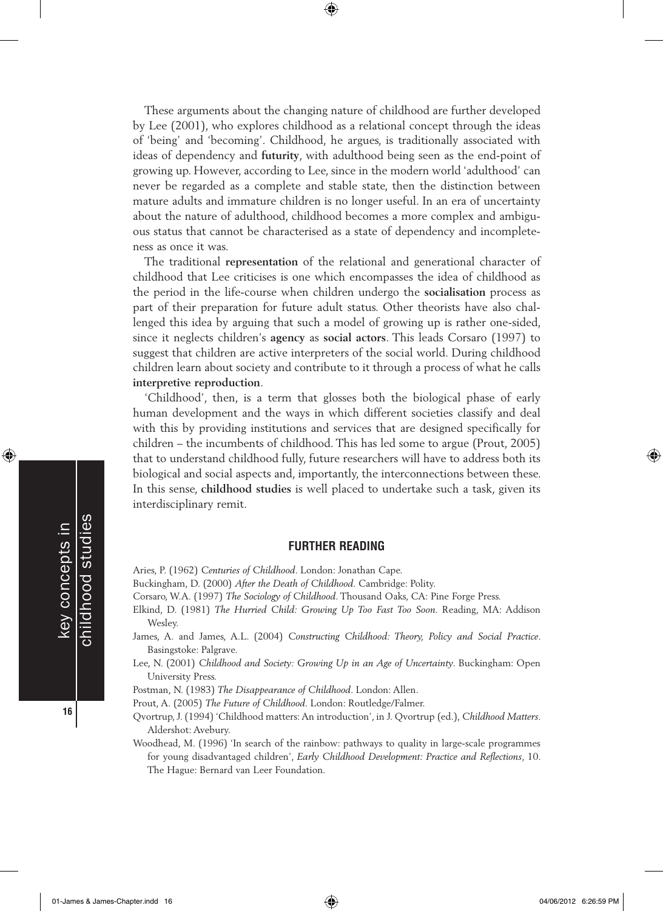These arguments about the changing nature of childhood are further developed by Lee (2001), who explores childhood as a relational concept through the ideas of 'being' and 'becoming'. Childhood, he argues, is traditionally associated with ideas of dependency and **futurity**, with adulthood being seen as the end-point of growing up. However, according to Lee, since in the modern world 'adulthood' can never be regarded as a complete and stable state, then the distinction between mature adults and immature children is no longer useful. In an era of uncertainty about the nature of adulthood, childhood becomes a more complex and ambiguous status that cannot be characterised as a state of dependency and incompleteness as once it was.

The traditional **representation** of the relational and generational character of childhood that Lee criticises is one which encompasses the idea of childhood as the period in the life-course when children undergo the **socialisation** process as part of their preparation for future adult status. Other theorists have also challenged this idea by arguing that such a model of growing up is rather one-sided, since it neglects children's **agency** as **social actors**. This leads Corsaro (1997) to suggest that children are active interpreters of the social world. During childhood children learn about society and contribute to it through a process of what he calls **interpretive reproduction**.

'Childhood', then, is a term that glosses both the biological phase of early human development and the ways in which different societies classify and deal with this by providing institutions and services that are designed specifically for children – the incumbents of childhood. This has led some to argue (Prout, 2005) that to understand childhood fully, future researchers will have to address both its biological and social aspects and, importantly, the interconnections between these. In this sense, **childhood studies** is well placed to undertake such a task, given its interdisciplinary remit.

## FURTHER READING

Aries, P. (1962) *Centuries of Childhood*. London: Jonathan Cape.

Buckingham, D. (2000) *After the Death of Childhood*. Cambridge: Polity.

Corsaro, W.A. (1997) *The Sociology of Childhood*. Thousand Oaks, CA: Pine Forge Press.

Elkind, D. (1981) *The Hurried Child: Growing Up Too Fast Too Soon*. Reading, MA: Addison Wesley.

James, A. and James, A.L. (2004) *Constructing Childhood: Theory, Policy and Social Practice*. Basingstoke: Palgrave.

Lee, N. (2001) *Childhood and Society: Growing Up in an Age of Uncertainty*. Buckingham: Open University Press.

Postman, N. (1983) *The Disappearance of Childhood*. London: Allen.

Prout, A. (2005) *The Future of Childhood*. London: Routledge/Falmer.

Qvortrup, J. (1994) 'Childhood matters: An introduction', in J. Qvortrup (ed.), *Childhood Matters*. Aldershot: Avebury.

Woodhead, M. (1996) 'In search of the rainbow: pathways to quality in large-scale programmes for young disadvantaged children', *Early Childhood Development: Practice and Reflections*, 10. The Hague: Bernard van Leer Foundation.